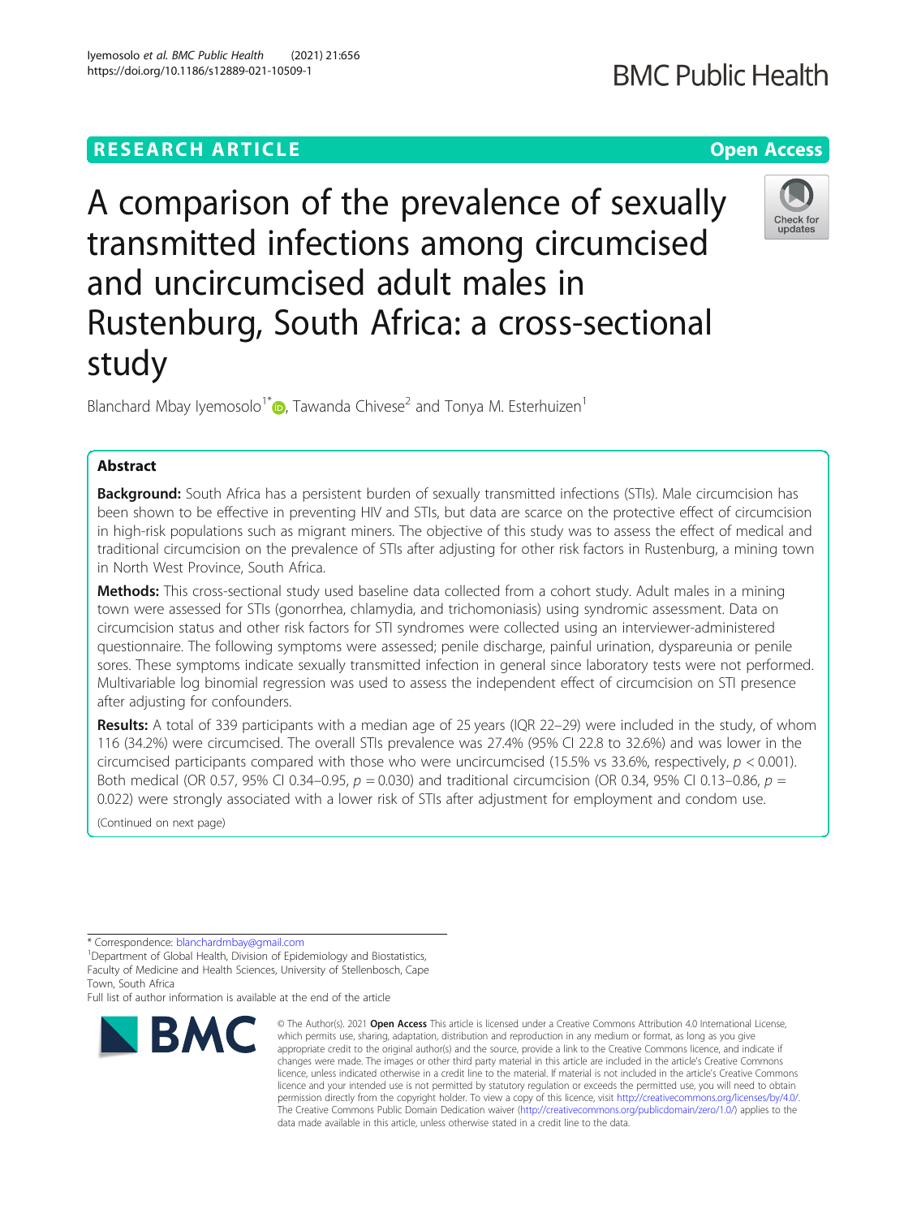RESEARCH ARTICLE

Open Access

# A comparison of the prevalence of sexually transmitted infections among circumcised and uncircumcised adult males in Rustenburg, South Africa: a cross-sectional study

Blanchard Mbay Iyemosolo[1*], Tawanda Chivese[2] and Tonya M. Esterhuizen[1]

## Abstract

**Background:** South Africa has a persistent burden of sexually transmitted infections (STIs). Male circumcision has been shown to be effective in preventing HIV and STIs, but data are scarce on the protective effect of circumcision in high-risk populations such as migrant miners. The objective of this study was to assess the effect of medical and traditional circumcision on the prevalence of STIs after adjusting for other risk factors in Rustenburg, a mining town in North West Province, South Africa.

**Methods:** This cross-sectional study used baseline data collected from a cohort study. Adult males in a mining town were assessed for STIs (gonorrhea, chlamydia, and trichomoniasis) using syndromic assessment. Data on circumcision status and other risk factors for STI syndromes were collected using an interviewer-administered questionnaire. The following symptoms were assessed; penile discharge, painful urination, dyspareunia or penile sores. These symptoms indicate sexually transmitted infection in general since laboratory tests were not performed. Multivariable log binomial regression was used to assess the independent effect of circumcision on STI presence after adjusting for confounders.

**Results:** A total of 339 participants with a median age of 25 years (IQR 22–29) were included in the study, of whom 116 (34.2%) were circumcised. The overall STIs prevalence was 27.4% (95% CI 22.8 to 32.6%) and was lower in the circumcised participants compared with those who were uncircumcised (15.5% vs 33.6%, respectively, $p < 0.001$). Both medical (OR 0.57, 95% CI 0.34–0.95, $p = 0.030$) and traditional circumcision (OR 0.34, 95% CI 0.13–0.86, $p = 0.022$) were strongly associated with a lower risk of STIs after adjustment for employment and condom use.

(Continued on next page)

\* Correspondence: blanchardmbay@gmail.com

[1]Department of Global Health, Division of Epidemiology and Biostatistics, Faculty of Medicine and Health Sciences, University of Stellenbosch, Cape Town, South Africa

Full list of author information is available at the end of the article

© The Author(s). 2021 **Open Access** This article is licensed under a Creative Commons Attribution 4.0 International License, which permits use, sharing, adaptation, distribution and reproduction in any medium or format, as long as you give appropriate credit to the original author(s) and the source, provide a link to the Creative Commons licence, and indicate if changes were made. The images or other third party material in this article are included in the article's Creative Commons licence, unless indicated otherwise in a credit line to the material. If material is not included in the article's Creative Commons licence and your intended use is not permitted by statutory regulation or exceeds the permitted use, you will need to obtain permission directly from the copyright holder. To view a copy of this licence, visit http://creativecommons.org/licenses/by/4.0/. The Creative Commons Public Domain Dedication waiver (http://creativecommons.org/publicdomain/zero/1.0/) applies to the data made available in this article, unless otherwise stated in a credit line to the data.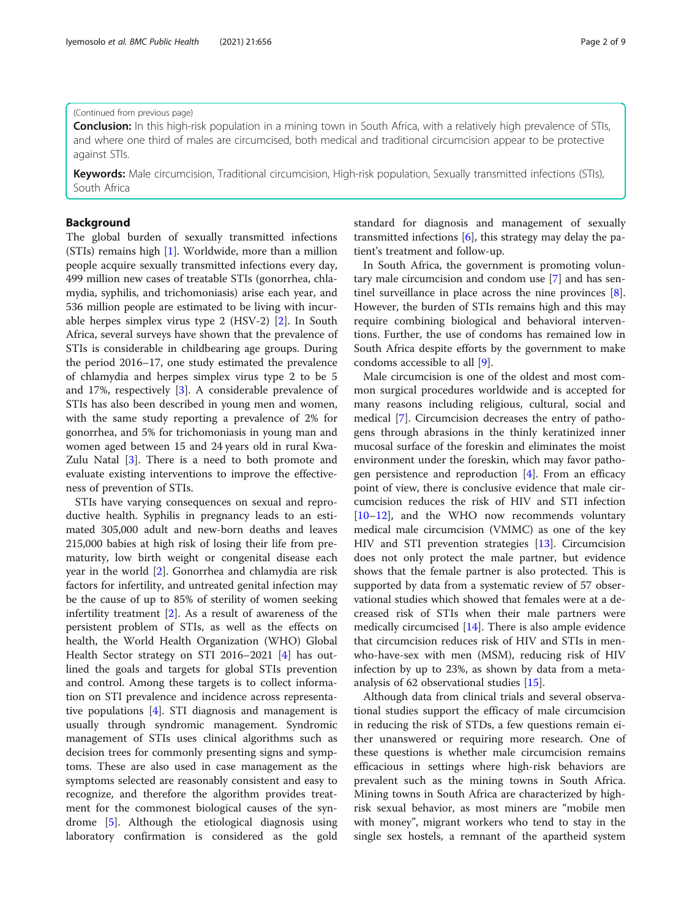(Continued from previous page)

**Conclusion:** In this high-risk population in a mining town in South Africa, with a relatively high prevalence of STIs, and where one third of males are circumcised, both medical and traditional circumcision appear to be protective against STIs.

**Keywords:** Male circumcision, Traditional circumcision, High-risk population, Sexually transmitted infections (STIs), South Africa

## Background

The global burden of sexually transmitted infections (STIs) remains high [1]. Worldwide, more than a million people acquire sexually transmitted infections every day, 499 million new cases of treatable STIs (gonorrhea, chlamydia, syphilis, and trichomoniasis) arise each year, and 536 million people are estimated to be living with incurable herpes simplex virus type 2 (HSV-2) [2]. In South Africa, several surveys have shown that the prevalence of STIs is considerable in childbearing age groups. During the period 2016–17, one study estimated the prevalence of chlamydia and herpes simplex virus type 2 to be 5 and 17%, respectively [3]. A considerable prevalence of STIs has also been described in young men and women, with the same study reporting a prevalence of 2% for gonorrhea, and 5% for trichomoniasis in young man and women aged between 15 and 24 years old in rural KwaZulu Natal [3]. There is a need to both promote and evaluate existing interventions to improve the effectiveness of prevention of STIs.

STIs have varying consequences on sexual and reproductive health. Syphilis in pregnancy leads to an estimated 305,000 adult and new-born deaths and leaves 215,000 babies at high risk of losing their life from prematurity, low birth weight or congenital disease each year in the world [2]. Gonorrhea and chlamydia are risk factors for infertility, and untreated genital infection may be the cause of up to 85% of sterility of women seeking infertility treatment [2]. As a result of awareness of the persistent problem of STIs, as well as the effects on health, the World Health Organization (WHO) Global Health Sector strategy on STI 2016–2021 [4] has outlined the goals and targets for global STIs prevention and control. Among these targets is to collect information on STI prevalence and incidence across representative populations [4]. STI diagnosis and management is usually through syndromic management. Syndromic management of STIs uses clinical algorithms such as decision trees for commonly presenting signs and symptoms. These are also used in case management as the symptoms selected are reasonably consistent and easy to recognize, and therefore the algorithm provides treatment for the commonest biological causes of the syndrome [5]. Although the etiological diagnosis using laboratory confirmation is considered as the gold standard for diagnosis and management of sexually transmitted infections [6], this strategy may delay the patient's treatment and follow-up.

In South Africa, the government is promoting voluntary male circumcision and condom use [7] and has sentinel surveillance in place across the nine provinces [8]. However, the burden of STIs remains high and this may require combining biological and behavioral interventions. Further, the use of condoms has remained low in South Africa despite efforts by the government to make condoms accessible to all [9].

Male circumcision is one of the oldest and most common surgical procedures worldwide and is accepted for many reasons including religious, cultural, social and medical [7]. Circumcision decreases the entry of pathogens through abrasions in the thinly keratinized inner mucosal surface of the foreskin and eliminates the moist environment under the foreskin, which may favor pathogen persistence and reproduction [4]. From an efficacy point of view, there is conclusive evidence that male circumcision reduces the risk of HIV and STI infection [10–12], and the WHO now recommends voluntary medical male circumcision (VMMC) as one of the key HIV and STI prevention strategies [13]. Circumcision does not only protect the male partner, but evidence shows that the female partner is also protected. This is supported by data from a systematic review of 57 observational studies which showed that females were at a decreased risk of STIs when their male partners were medically circumcised [14]. There is also ample evidence that circumcision reduces risk of HIV and STIs in men-who-have-sex with men (MSM), reducing risk of HIV infection by up to 23%, as shown by data from a meta-analysis of 62 observational studies [15].

Although data from clinical trials and several observational studies support the efficacy of male circumcision in reducing the risk of STDs, a few questions remain either unanswered or requiring more research. One of these questions is whether male circumcision remains efficacious in settings where high-risk behaviors are prevalent such as the mining towns in South Africa. Mining towns in South Africa are characterized by high-risk sexual behavior, as most miners are "mobile men with money", migrant workers who tend to stay in the single sex hostels, a remnant of the apartheid system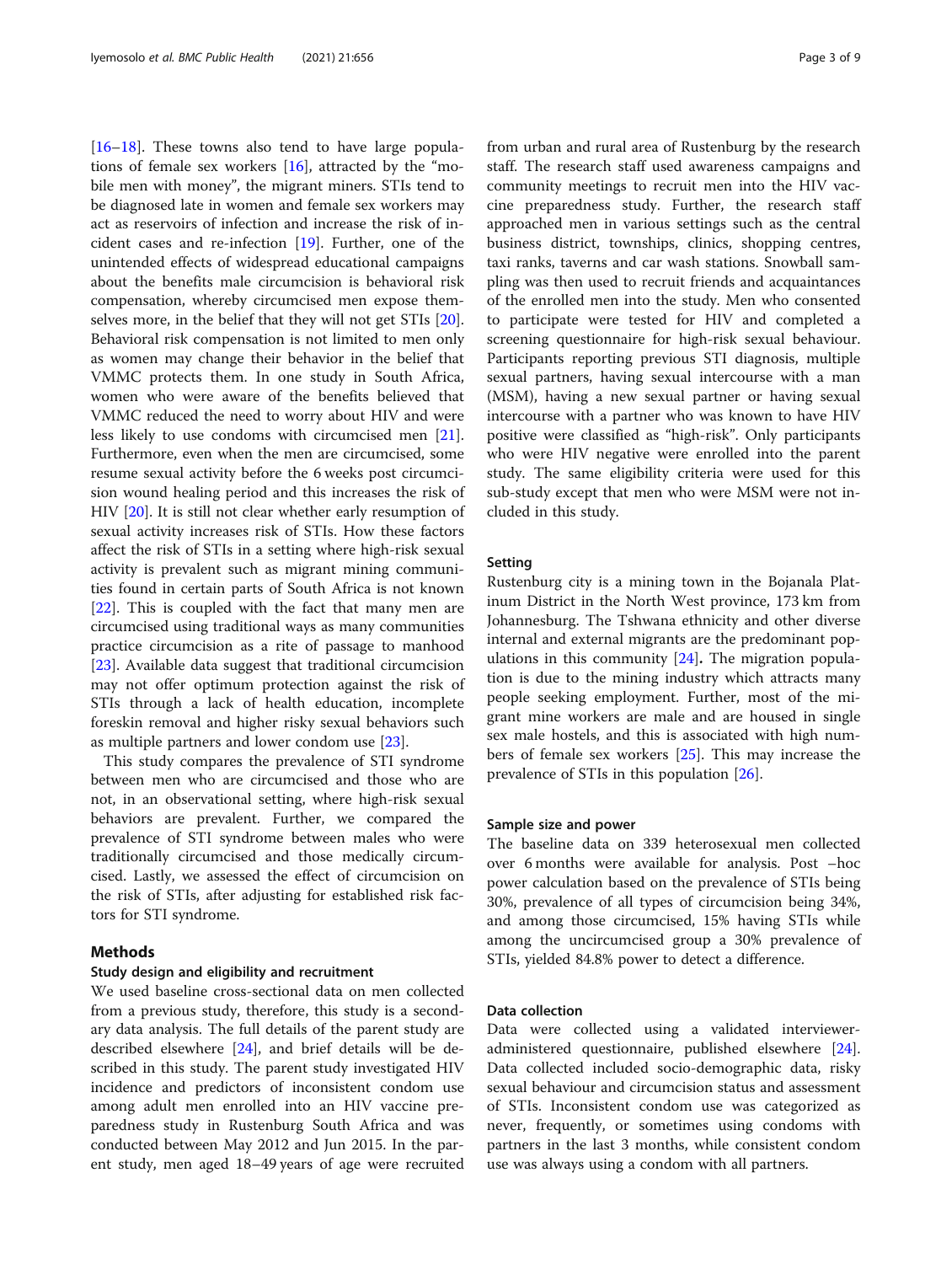[16–18]. These towns also tend to have large populations of female sex workers [16], attracted by the "mobile men with money", the migrant miners. STIs tend to be diagnosed late in women and female sex workers may act as reservoirs of infection and increase the risk of incident cases and re-infection [19]. Further, one of the unintended effects of widespread educational campaigns about the benefits male circumcision is behavioral risk compensation, whereby circumcised men expose themselves more, in the belief that they will not get STIs [20]. Behavioral risk compensation is not limited to men only as women may change their behavior in the belief that VMMC protects them. In one study in South Africa, women who were aware of the benefits believed that VMMC reduced the need to worry about HIV and were less likely to use condoms with circumcised men [21]. Furthermore, even when the men are circumcised, some resume sexual activity before the 6 weeks post circumcision wound healing period and this increases the risk of HIV [20]. It is still not clear whether early resumption of sexual activity increases risk of STIs. How these factors affect the risk of STIs in a setting where high-risk sexual activity is prevalent such as migrant mining communities found in certain parts of South Africa is not known [22]. This is coupled with the fact that many men are circumcised using traditional ways as many communities practice circumcision as a rite of passage to manhood [23]. Available data suggest that traditional circumcision may not offer optimum protection against the risk of STIs through a lack of health education, incomplete foreskin removal and higher risky sexual behaviors such as multiple partners and lower condom use [23].

This study compares the prevalence of STI syndrome between men who are circumcised and those who are not, in an observational setting, where high-risk sexual behaviors are prevalent. Further, we compared the prevalence of STI syndrome between males who were traditionally circumcised and those medically circumcised. Lastly, we assessed the effect of circumcision on the risk of STIs, after adjusting for established risk factors for STI syndrome.

## Methods

### Study design and eligibility and recruitment

We used baseline cross-sectional data on men collected from a previous study, therefore, this study is a secondary data analysis. The full details of the parent study are described elsewhere [24], and brief details will be described in this study. The parent study investigated HIV incidence and predictors of inconsistent condom use among adult men enrolled into an HIV vaccine preparedness study in Rustenburg South Africa and was conducted between May 2012 and Jun 2015. In the parent study, men aged 18–49 years of age were recruited from urban and rural area of Rustenburg by the research staff. The research staff used awareness campaigns and community meetings to recruit men into the HIV vaccine preparedness study. Further, the research staff approached men in various settings such as the central business district, townships, clinics, shopping centres, taxi ranks, taverns and car wash stations. Snowball sampling was then used to recruit friends and acquaintances of the enrolled men into the study. Men who consented to participate were tested for HIV and completed a screening questionnaire for high-risk sexual behaviour. Participants reporting previous STI diagnosis, multiple sexual partners, having sexual intercourse with a man (MSM), having a new sexual partner or having sexual intercourse with a partner who was known to have HIV positive were classified as "high-risk". Only participants who were HIV negative were enrolled into the parent study. The same eligibility criteria were used for this sub-study except that men who were MSM were not included in this study.

### Setting

Rustenburg city is a mining town in the Bojanala Platinum District in the North West province, 173 km from Johannesburg. The Tshwana ethnicity and other diverse internal and external migrants are the predominant populations in this community [24]**.** The migration population is due to the mining industry which attracts many people seeking employment. Further, most of the migrant mine workers are male and are housed in single sex male hostels, and this is associated with high numbers of female sex workers [25]. This may increase the prevalence of STIs in this population [26].

### Sample size and power

The baseline data on 339 heterosexual men collected over 6 months were available for analysis. Post –hoc power calculation based on the prevalence of STIs being 30%, prevalence of all types of circumcision being 34%, and among those circumcised, 15% having STIs while among the uncircumcised group a 30% prevalence of STIs, yielded 84.8% power to detect a difference.

### Data collection

Data were collected using a validated interviewer-administered questionnaire, published elsewhere [24]. Data collected included socio-demographic data, risky sexual behaviour and circumcision status and assessment of STIs. Inconsistent condom use was categorized as never, frequently, or sometimes using condoms with partners in the last 3 months, while consistent condom use was always using a condom with all partners.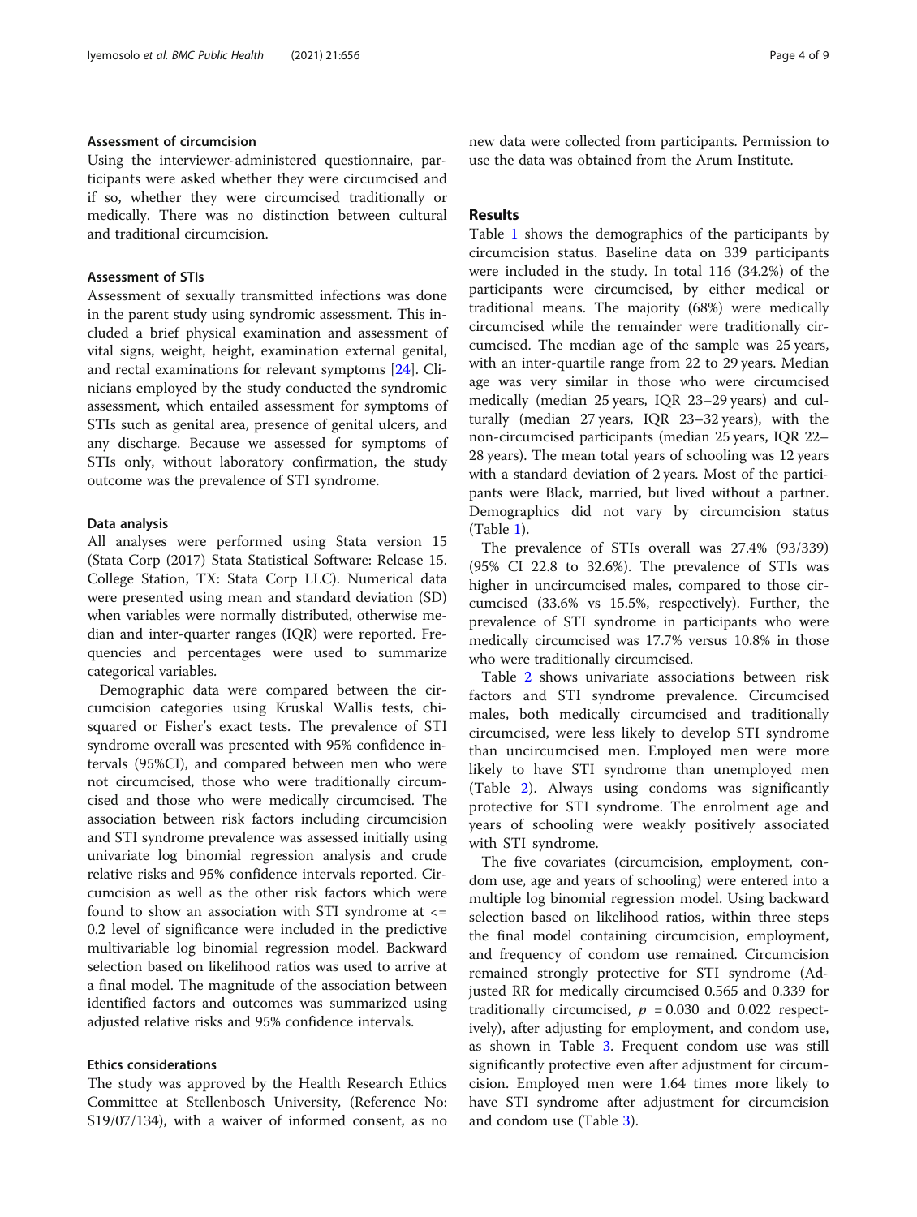### Assessment of circumcision

Using the interviewer-administered questionnaire, participants were asked whether they were circumcised and if so, whether they were circumcised traditionally or medically. There was no distinction between cultural and traditional circumcision.

### Assessment of STIs

Assessment of sexually transmitted infections was done in the parent study using syndromic assessment. This included a brief physical examination and assessment of vital signs, weight, height, examination external genital, and rectal examinations for relevant symptoms [24]. Clinicians employed by the study conducted the syndromic assessment, which entailed assessment for symptoms of STIs such as genital area, presence of genital ulcers, and any discharge. Because we assessed for symptoms of STIs only, without laboratory confirmation, the study outcome was the prevalence of STI syndrome.

### Data analysis

All analyses were performed using Stata version 15 (Stata Corp (2017) Stata Statistical Software: Release 15. College Station, TX: Stata Corp LLC). Numerical data were presented using mean and standard deviation (SD) when variables were normally distributed, otherwise median and inter-quarter ranges (IQR) were reported. Frequencies and percentages were used to summarize categorical variables.

Demographic data were compared between the circumcision categories using Kruskal Wallis tests, chi-squared or Fisher's exact tests. The prevalence of STI syndrome overall was presented with 95% confidence intervals (95%CI), and compared between men who were not circumcised, those who were traditionally circumcised and those who were medically circumcised. The association between risk factors including circumcision and STI syndrome prevalence was assessed initially using univariate log binomial regression analysis and crude relative risks and 95% confidence intervals reported. Circumcision as well as the other risk factors which were found to show an association with STI syndrome at <= 0.2 level of significance were included in the predictive multivariable log binomial regression model. Backward selection based on likelihood ratios was used to arrive at a final model. The magnitude of the association between identified factors and outcomes was summarized using adjusted relative risks and 95% confidence intervals.

### Ethics considerations

The study was approved by the Health Research Ethics Committee at Stellenbosch University, (Reference No: S19/07/134), with a waiver of informed consent, as no new data were collected from participants. Permission to use the data was obtained from the Arum Institute.

## Results

Table 1 shows the demographics of the participants by circumcision status. Baseline data on 339 participants were included in the study. In total 116 (34.2%) of the participants were circumcised, by either medical or traditional means. The majority (68%) were medically circumcised while the remainder were traditionally circumcised. The median age of the sample was 25 years, with an inter-quartile range from 22 to 29 years. Median age was very similar in those who were circumcised medically (median 25 years, IQR 23–29 years) and culturally (median 27 years, IQR 23–32 years), with the non-circumcised participants (median 25 years, IQR 22–28 years). The mean total years of schooling was 12 years with a standard deviation of 2 years. Most of the participants were Black, married, but lived without a partner. Demographics did not vary by circumcision status (Table 1).

The prevalence of STIs overall was 27.4% (93/339) (95% CI 22.8 to 32.6%). The prevalence of STIs was higher in uncircumcised males, compared to those circumcised (33.6% vs 15.5%, respectively). Further, the prevalence of STI syndrome in participants who were medically circumcised was 17.7% versus 10.8% in those who were traditionally circumcised.

Table 2 shows univariate associations between risk factors and STI syndrome prevalence. Circumcised males, both medically circumcised and traditionally circumcised, were less likely to develop STI syndrome than uncircumcised men. Employed men were more likely to have STI syndrome than unemployed men (Table 2). Always using condoms was significantly protective for STI syndrome. The enrolment age and years of schooling were weakly positively associated with STI syndrome.

The five covariates (circumcision, employment, condom use, age and years of schooling) were entered into a multiple log binomial regression model. Using backward selection based on likelihood ratios, within three steps the final model containing circumcision, employment, and frequency of condom use remained. Circumcision remained strongly protective for STI syndrome (Adjusted RR for medically circumcised 0.565 and 0.339 for traditionally circumcised, $p = 0.030$ and 0.022 respectively), after adjusting for employment, and condom use, as shown in Table 3. Frequent condom use was still significantly protective even after adjustment for circumcision. Employed men were 1.64 times more likely to have STI syndrome after adjustment for circumcision and condom use (Table 3).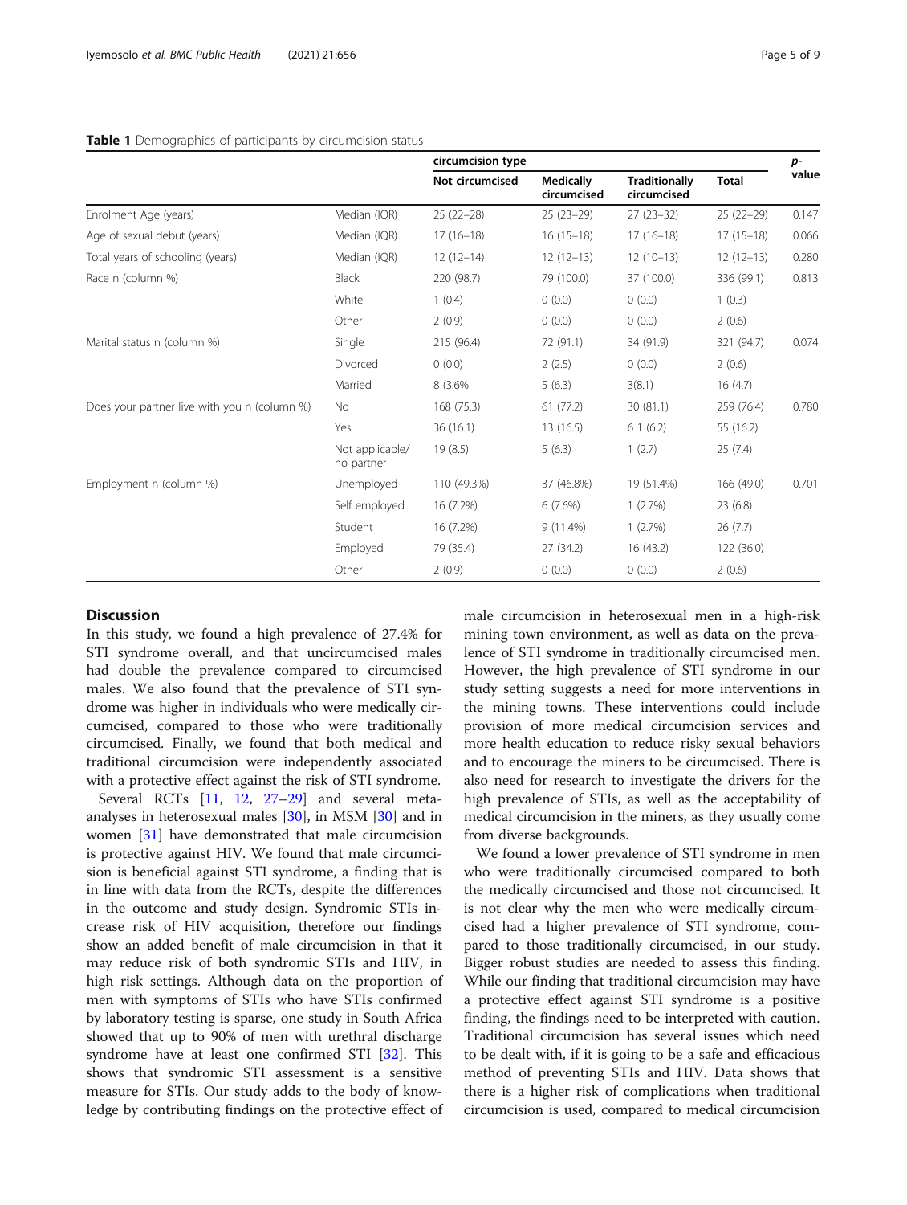**Table 1** Demographics of participants by circumcision status

| | | circumcision type | | | | p-value |
|---|---|---|---|---|---|---|
| | | Not circumcised | Medically circumcised | Traditionally circumcised | Total | |
| Enrolment Age (years) | Median (IQR) | 25 (22–28) | 25 (23–29) | 27 (23–32) | 25 (22–29) | 0.147 |
| Age of sexual debut (years) | Median (IQR) | 17 (16–18) | 16 (15–18) | 17 (16–18) | 17 (15–18) | 0.066 |
| Total years of schooling (years) | Median (IQR) | 12 (12–14) | 12 (12–13) | 12 (10–13) | 12 (12–13) | 0.280 |
| Race n (column %) | Black | 220 (98.7) | 79 (100.0) | 37 (100.0) | 336 (99.1) | 0.813 |
| | White | 1 (0.4) | 0 (0.0) | 0 (0.0) | 1 (0.3) | |
| | Other | 2 (0.9) | 0 (0.0) | 0 (0.0) | 2 (0.6) | |
| Marital status n (column %) | Single | 215 (96.4) | 72 (91.1) | 34 (91.9) | 321 (94.7) | 0.074 |
| | Divorced | 0 (0.0) | 2 (2.5) | 0 (0.0) | 2 (0.6) | |
| | Married | 8 (3.6% | 5 (6.3) | 3(8.1) | 16 (4.7) | |
| Does your partner live with you n (column %) | No | 168 (75.3) | 61 (77.2) | 30 (81.1) | 259 (76.4) | 0.780 |
| | Yes | 36 (16.1) | 13 (16.5) | 6 1 (6.2) | 55 (16.2) | |
| | Not applicable/ no partner | 19 (8.5) | 5 (6.3) | 1 (2.7) | 25 (7.4) | |
| Employment n (column %) | Unemployed | 110 (49.3%) | 37 (46.8%) | 19 (51.4%) | 166 (49.0) | 0.701 |
| | Self employed | 16 (7.2%) | 6 (7.6%) | 1 (2.7%) | 23 (6.8) | |
| | Student | 16 (7.2%) | 9 (11.4%) | 1 (2.7%) | 26 (7.7) | |
| | Employed | 79 (35.4) | 27 (34.2) | 16 (43.2) | 122 (36.0) | |
| | Other | 2 (0.9) | 0 (0.0) | 0 (0.0) | 2 (0.6) | |

## Discussion

In this study, we found a high prevalence of 27.4% for STI syndrome overall, and that uncircumcised males had double the prevalence compared to circumcised males. We also found that the prevalence of STI syndrome was higher in individuals who were medically circumcised, compared to those who were traditionally circumcised. Finally, we found that both medical and traditional circumcision were independently associated with a protective effect against the risk of STI syndrome.

Several RCTs [11, 12, 27–29] and several meta-analyses in heterosexual males [30], in MSM [30] and in women [31] have demonstrated that male circumcision is protective against HIV. We found that male circumcision is beneficial against STI syndrome, a finding that is in line with data from the RCTs, despite the differences in the outcome and study design. Syndromic STIs increase risk of HIV acquisition, therefore our findings show an added benefit of male circumcision in that it may reduce risk of both syndromic STIs and HIV, in high risk settings. Although data on the proportion of men with symptoms of STIs who have STIs confirmed by laboratory testing is sparse, one study in South Africa showed that up to 90% of men with urethral discharge syndrome have at least one confirmed STI [32]. This shows that syndromic STI assessment is a sensitive measure for STIs. Our study adds to the body of knowledge by contributing findings on the protective effect of male circumcision in heterosexual men in a high-risk mining town environment, as well as data on the prevalence of STI syndrome in traditionally circumcised men. However, the high prevalence of STI syndrome in our study setting suggests a need for more interventions in the mining towns. These interventions could include provision of more medical circumcision services and more health education to reduce risky sexual behaviors and to encourage the miners to be circumcised. There is also need for research to investigate the drivers for the high prevalence of STIs, as well as the acceptability of medical circumcision in the miners, as they usually come from diverse backgrounds.

We found a lower prevalence of STI syndrome in men who were traditionally circumcised compared to both the medically circumcised and those not circumcised. It is not clear why the men who were medically circumcised had a higher prevalence of STI syndrome, compared to those traditionally circumcised, in our study. Bigger robust studies are needed to assess this finding. While our finding that traditional circumcision may have a protective effect against STI syndrome is a positive finding, the findings need to be interpreted with caution. Traditional circumcision has several issues which need to be dealt with, if it is going to be a safe and efficacious method of preventing STIs and HIV. Data shows that there is a higher risk of complications when traditional circumcision is used, compared to medical circumcision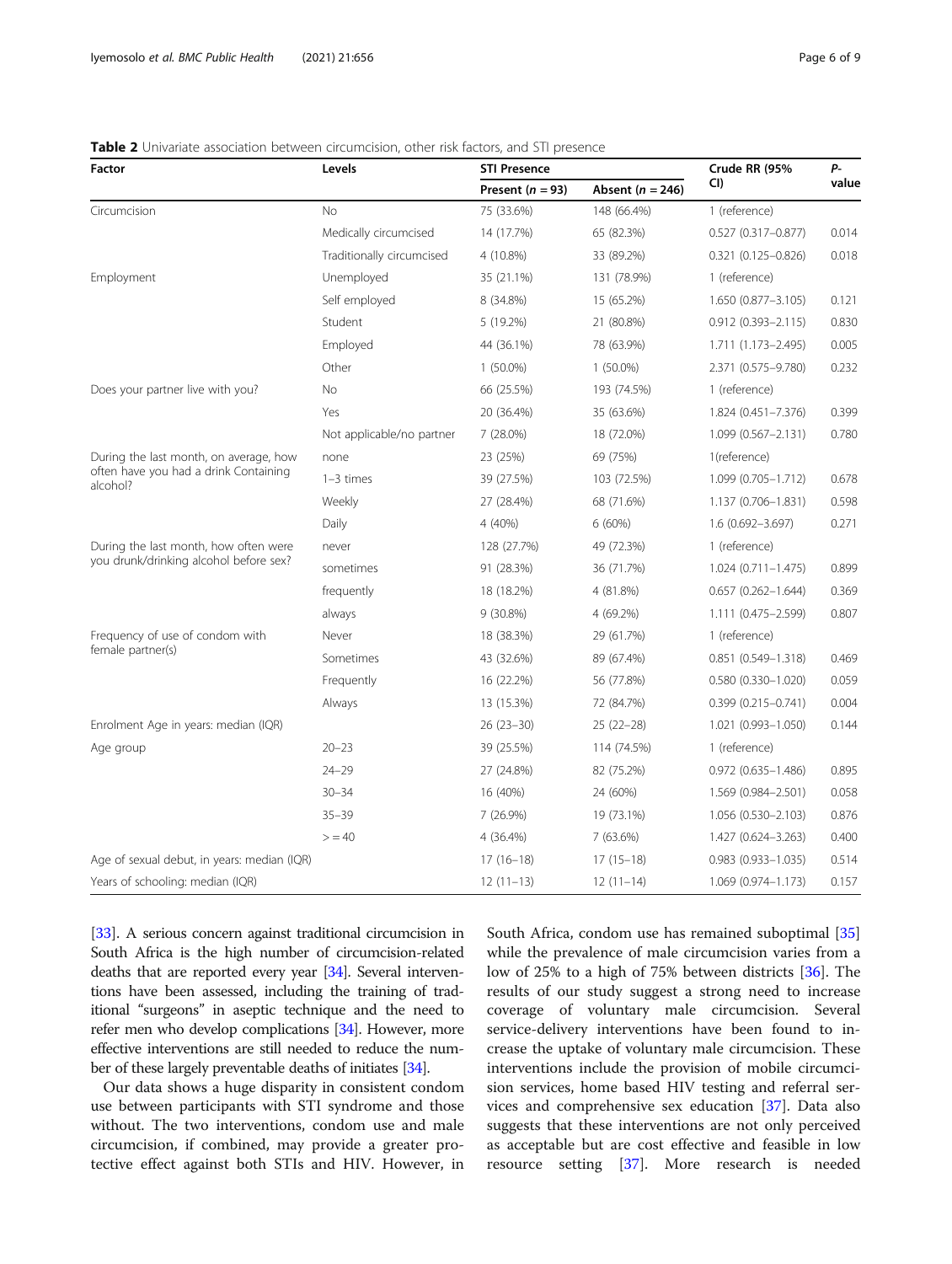**Table 2** Univariate association between circumcision, other risk factors, and STI presence

| Factor | Levels | STI Presence | | Crude RR (95% CI) | P-value |
|---|---|---|---|---|---|
| | | Present (n = 93) | Absent (n = 246) | | |
| Circumcision | No | 75 (33.6%) | 148 (66.4%) | 1 (reference) | |
| | Medically circumcised | 14 (17.7%) | 65 (82.3%) | 0.527 (0.317–0.877) | 0.014 |
| | Traditionally circumcised | 4 (10.8%) | 33 (89.2%) | 0.321 (0.125–0.826) | 0.018 |
| Employment | Unemployed | 35 (21.1%) | 131 (78.9%) | 1 (reference) | |
| | Self employed | 8 (34.8%) | 15 (65.2%) | 1.650 (0.877–3.105) | 0.121 |
| | Student | 5 (19.2%) | 21 (80.8%) | 0.912 (0.393–2.115) | 0.830 |
| | Employed | 44 (36.1%) | 78 (63.9%) | 1.711 (1.173–2.495) | 0.005 |
| | Other | 1 (50.0%) | 1 (50.0%) | 2.371 (0.575–9.780) | 0.232 |
| Does your partner live with you? | No | 66 (25.5%) | 193 (74.5%) | 1 (reference) | |
| | Yes | 20 (36.4%) | 35 (63.6%) | 1.824 (0.451–7.376) | 0.399 |
| | Not applicable/no partner | 7 (28.0%) | 18 (72.0%) | 1.099 (0.567–2.131) | 0.780 |
| During the last month, on average, how often have you had a drink Containing alcohol? | none | 23 (25%) | 69 (75%) | 1(reference) | |
| | 1–3 times | 39 (27.5%) | 103 (72.5%) | 1.099 (0.705–1.712) | 0.678 |
| | Weekly | 27 (28.4%) | 68 (71.6%) | 1.137 (0.706–1.831) | 0.598 |
| | Daily | 4 (40%) | 6 (60%) | 1.6 (0.692–3.697) | 0.271 |
| During the last month, how often were you drunk/drinking alcohol before sex? | never | 128 (27.7%) | 49 (72.3%) | 1 (reference) | |
| | sometimes | 91 (28.3%) | 36 (71.7%) | 1.024 (0.711–1.475) | 0.899 |
| | frequently | 18 (18.2%) | 4 (81.8%) | 0.657 (0.262–1.644) | 0.369 |
| | always | 9 (30.8%) | 4 (69.2%) | 1.111 (0.475–2.599) | 0.807 |
| Frequency of use of condom with female partner(s) | Never | 18 (38.3%) | 29 (61.7%) | 1 (reference) | |
| | Sometimes | 43 (32.6%) | 89 (67.4%) | 0.851 (0.549–1.318) | 0.469 |
| | Frequently | 16 (22.2%) | 56 (77.8%) | 0.580 (0.330–1.020) | 0.059 |
| | Always | 13 (15.3%) | 72 (84.7%) | 0.399 (0.215–0.741) | 0.004 |
| Enrolment Age in years: median (IQR) | | 26 (23–30) | 25 (22–28) | 1.021 (0.993–1.050) | 0.144 |
| Age group | 20–23 | 39 (25.5%) | 114 (74.5%) | 1 (reference) | |
| | 24–29 | 27 (24.8%) | 82 (75.2%) | 0.972 (0.635–1.486) | 0.895 |
| | 30–34 | 16 (40%) | 24 (60%) | 1.569 (0.984–2.501) | 0.058 |
| | 35–39 | 7 (26.9%) | 19 (73.1%) | 1.056 (0.530–2.103) | 0.876 |
| | > = 40 | 4 (36.4%) | 7 (63.6%) | 1.427 (0.624–3.263) | 0.400 |
| Age of sexual debut, in years: median (IQR) | | 17 (16–18) | 17 (15–18) | 0.983 (0.933–1.035) | 0.514 |
| Years of schooling: median (IQR) | | 12 (11–13) | 12 (11–14) | 1.069 (0.974–1.173) | 0.157 |

[33]. A serious concern against traditional circumcision in South Africa is the high number of circumcision-related deaths that are reported every year [34]. Several interventions have been assessed, including the training of traditional "surgeons" in aseptic technique and the need to refer men who develop complications [34]. However, more effective interventions are still needed to reduce the number of these largely preventable deaths of initiates [34].

Our data shows a huge disparity in consistent condom use between participants with STI syndrome and those without. The two interventions, condom use and male circumcision, if combined, may provide a greater protective effect against both STIs and HIV. However, in South Africa, condom use has remained suboptimal [35] while the prevalence of male circumcision varies from a low of 25% to a high of 75% between districts [36]. The results of our study suggest a strong need to increase coverage of voluntary male circumcision. Several service-delivery interventions have been found to increase the uptake of voluntary male circumcision. These interventions include the provision of mobile circumcision services, home based HIV testing and referral services and comprehensive sex education [37]. Data also suggests that these interventions are not only perceived as acceptable but are cost effective and feasible in low resource setting [37]. More research is needed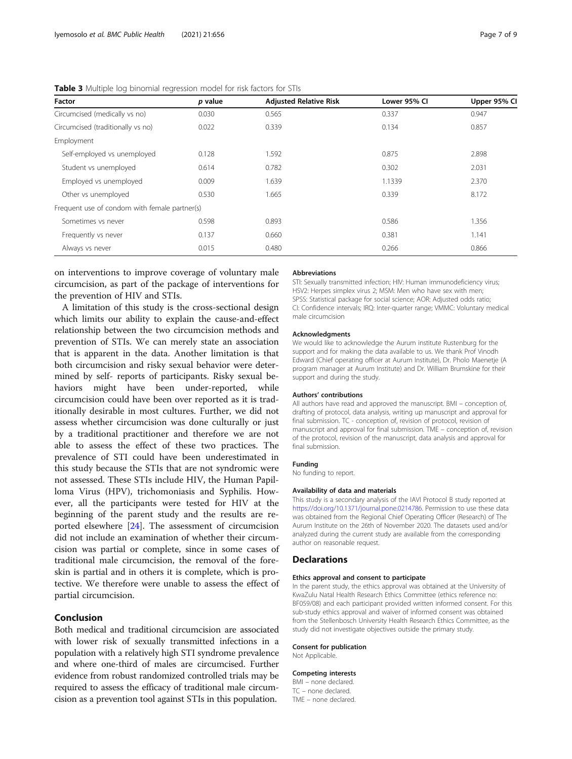**Table 3** Multiple log binomial regression model for risk factors for STIs

| Factor | *p* value | Adjusted Relative Risk | Lower 95% CI | Upper 95% CI |
|---|---|---|---|---|
| Circumcised (medically vs no) | 0.030 | 0.565 | 0.337 | 0.947 |
| Circumcised (traditionally vs no) | 0.022 | 0.339 | 0.134 | 0.857 |
| Employment | | | | |
| Self-employed vs unemployed | 0.128 | 1.592 | 0.875 | 2.898 |
| Student vs unemployed | 0.614 | 0.782 | 0.302 | 2.031 |
| Employed vs unemployed | 0.009 | 1.639 | 1.1339 | 2.370 |
| Other vs unemployed | 0.530 | 1.665 | 0.339 | 8.172 |
| Frequent use of condom with female partner(s) | | | | |
| Sometimes vs never | 0.598 | 0.893 | 0.586 | 1.356 |
| Frequently vs never | 0.137 | 0.660 | 0.381 | 1.141 |
| Always vs never | 0.015 | 0.480 | 0.266 | 0.866 |

on interventions to improve coverage of voluntary male circumcision, as part of the package of interventions for the prevention of HIV and STIs.

A limitation of this study is the cross-sectional design which limits our ability to explain the cause-and-effect relationship between the two circumcision methods and prevention of STIs. We can merely state an association that is apparent in the data. Another limitation is that both circumcision and risky sexual behavior were determined by self- reports of participants. Risky sexual behaviors might have been under-reported, while circumcision could have been over reported as it is traditionally desirable in most cultures. Further, we did not assess whether circumcision was done culturally or just by a traditional practitioner and therefore we are not able to assess the effect of these two practices. The prevalence of STI could have been underestimated in this study because the STIs that are not syndromic were not assessed. These STIs include HIV, the Human Papilloma Virus (HPV), trichomoniasis and Syphilis. However, all the participants were tested for HIV at the beginning of the parent study and the results are reported elsewhere [24]. The assessment of circumcision did not include an examination of whether their circumcision was partial or complete, since in some cases of traditional male circumcision, the removal of the foreskin is partial and in others it is complete, which is protective. We therefore were unable to assess the effect of partial circumcision.

## Conclusion

Both medical and traditional circumcision are associated with lower risk of sexually transmitted infections in a population with a relatively high STI syndrome prevalence and where one-third of males are circumcised. Further evidence from robust randomized controlled trials may be required to assess the efficacy of traditional male circumcision as a prevention tool against STIs in this population.

#### Abbreviations

STI: Sexually transmitted infection; HIV: Human immunodeficiency virus; HSV2: Herpes simplex virus 2; MSM: Men who have sex with men; SPSS: Statistical package for social science; AOR: Adjusted odds ratio; CI: Confidence intervals; IRQ: Inter-quarter range; VMMC: Voluntary medical male circumcision

#### Acknowledgments

We would like to acknowledge the Aurum institute Rustenburg for the support and for making the data available to us. We thank Prof Vinodh Edward (Chief operating officer at Aurum Institute), Dr. Pholo Maenetje (A program manager at Aurum Institute) and Dr. William Brumskine for their support and during the study.

#### Authors' contributions

All authors have read and approved the manuscript. BMI – conception of, drafting of protocol, data analysis, writing up manuscript and approval for final submission. TC - conception of, revision of protocol, revision of manuscript and approval for final submission. TME – conception of, revision of the protocol, revision of the manuscript, data analysis and approval for final submission.

#### Funding

No funding to report.

#### Availability of data and materials

This study is a secondary analysis of the IAVI Protocol B study reported at https://doi.org/10.1371/journal.pone.0214786. Permission to use these data was obtained from the Regional Chief Operating Officer (Research) of The Aurum Institute on the 26th of November 2020. The datasets used and/or analyzed during the current study are available from the corresponding author on reasonable request.

## Declarations

#### Ethics approval and consent to participate

In the parent study, the ethics approval was obtained at the University of KwaZulu Natal Health Research Ethics Committee (ethics reference no: BF059/08) and each participant provided written informed consent. For this sub-study ethics approval and waiver of informed consent was obtained from the Stellenbosch University Health Research Ethics Committee, as the study did not investigate objectives outside the primary study.

#### Consent for publication

Not Applicable.

#### Competing interests

BMI – none declared.
TC – none declared.
TME – none declared.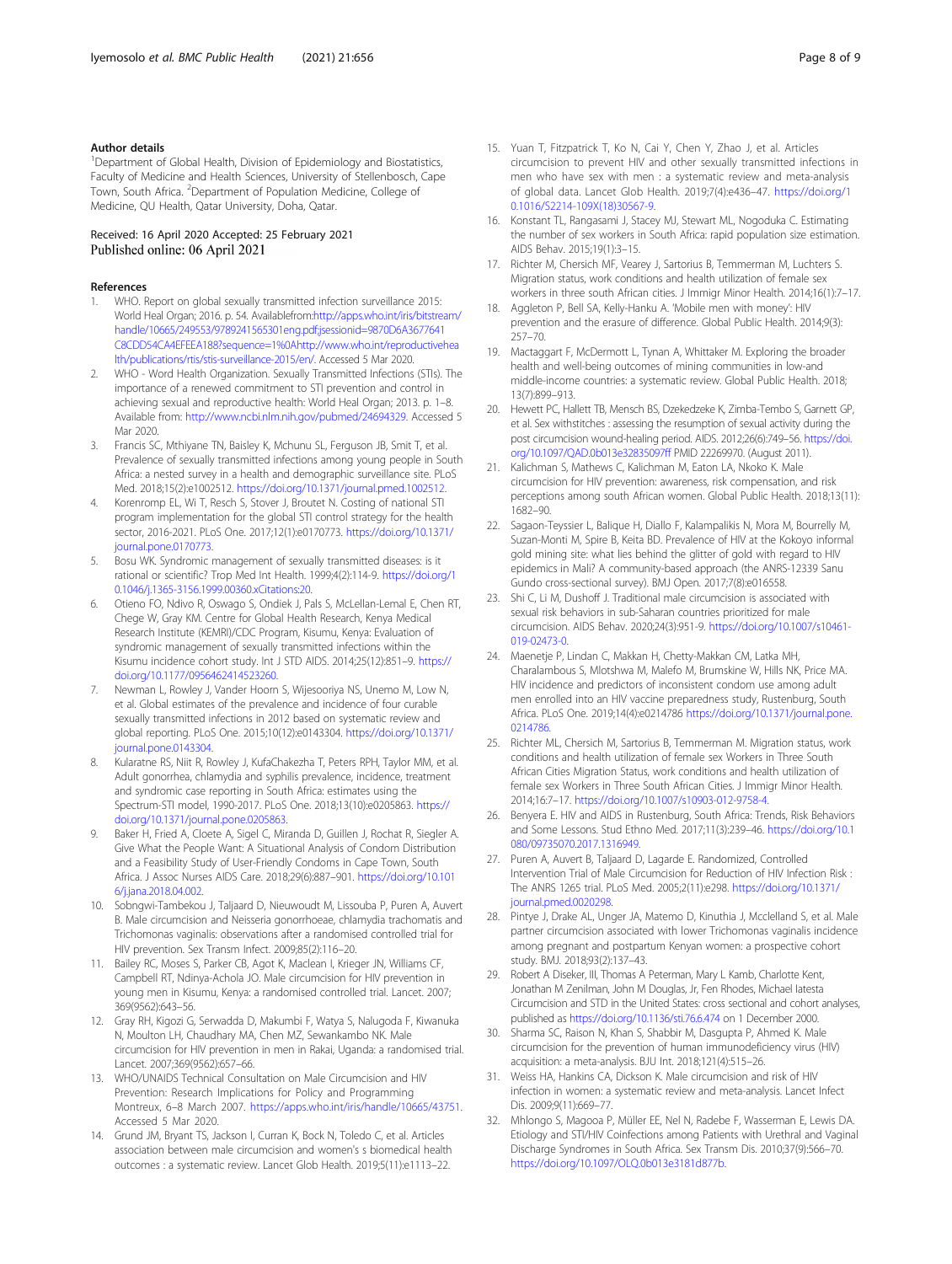## Author details

[1]Department of Global Health, Division of Epidemiology and Biostatistics, Faculty of Medicine and Health Sciences, University of Stellenbosch, Cape Town, South Africa. [2]Department of Population Medicine, College of Medicine, QU Health, Qatar University, Doha, Qatar.

Received: 16 April 2020 Accepted: 25 February 2021
Published online: 06 April 2021

## References

1. WHO. Report on global sexually transmitted infection surveillance 2015: World Heal Organ; 2016. p. 54. Availablefrom:http://apps.who.int/iris/bitstream/handle/10665/249553/9789241565301eng.pdf;jsessionid=9870D6A3677641C8CDD54CA4EFEEA188?sequence=1%0Ahttp://www.who.int/reproductivehealth/publications/rtis/stis-surveillance-2015/en/. Accessed 5 Mar 2020.
2. WHO - Word Health Organization. Sexually Transmitted Infections (STIs). The importance of a renewed commitment to STI prevention and control in achieving sexual and reproductive health: World Heal Organ; 2013. p. 1–8. Available from: http://www.ncbi.nlm.nih.gov/pubmed/24694329. Accessed 5 Mar 2020.
3. Francis SC, Mthiyane TN, Baisley K, Mchunu SL, Ferguson JB, Smit T, et al. Prevalence of sexually transmitted infections among young people in South Africa: a nested survey in a health and demographic surveillance site. PLoS Med. 2018;15(2):e1002512. https://doi.org/10.1371/journal.pmed.1002512.
4. Korenromp EL, Wi T, Resch S, Stover J, Broutet N. Costing of national STI program implementation for the global STI control strategy for the health sector, 2016-2021. PLoS One. 2017;12(1):e0170773. https://doi.org/10.1371/journal.pone.0170773.
5. Bosu WK. Syndromic management of sexually transmitted diseases: is it rational or scientific? Trop Med Int Health. 1999;4(2):114-9. https://doi.org/10.1046/j.1365-3156.1999.00360.xCitations:20.
6. Otieno FO, Ndivo R, Oswago S, Ondiek J, Pals S, McLellan-Lemal E, Chen RT, Chege W, Gray KM. Centre for Global Health Research, Kenya Medical Research Institute (KEMRI)/CDC Program, Kisumu, Kenya: Evaluation of syndromic management of sexually transmitted infections within the Kisumu incidence cohort study. Int J STD AIDS. 2014;25(12):851–9. https://doi.org/10.1177/0956462414523260.
7. Newman L, Rowley J, Vander Hoorn S, Wijesooriya NS, Unemo M, Low N, et al. Global estimates of the prevalence and incidence of four curable sexually transmitted infections in 2012 based on systematic review and global reporting. PLoS One. 2015;10(12):e0143304. https://doi.org/10.1371/journal.pone.0143304.
8. Kularatne RS, Niit R, Rowley J, KufaChakezha T, Peters RPH, Taylor MM, et al. Adult gonorrhea, chlamydia and syphilis prevalence, incidence, treatment and syndromic case reporting in South Africa: estimates using the Spectrum-STI model, 1990-2017. PLoS One. 2018;13(10):e0205863. https://doi.org/10.1371/journal.pone.0205863.
9. Baker H, Fried A, Cloete A, Sigel C, Miranda D, Guillen J, Rochat R, Siegler A. Give What the People Want: A Situational Analysis of Condom Distribution and a Feasibility Study of User-Friendly Condoms in Cape Town, South Africa. J Assoc Nurses AIDS Care. 2018;29(6):887–901. https://doi.org/10.1016/j.jana.2018.04.002.
10. Sobngwi-Tambekou J, Taljaard D, Nieuwoudt M, Lissouba P, Puren A, Auvert B. Male circumcision and Neisseria gonorrhoeae, chlamydia trachomatis and Trichomonas vaginalis: observations after a randomised controlled trial for HIV prevention. Sex Transm Infect. 2009;85(2):116–20.
11. Bailey RC, Moses S, Parker CB, Agot K, Maclean I, Krieger JN, Williams CF, Campbell RT, Ndinya-Achola JO. Male circumcision for HIV prevention in young men in Kisumu, Kenya: a randomised controlled trial. Lancet. 2007;369(9562):643–56.
12. Gray RH, Kigozi G, Serwadda D, Makumbi F, Watya S, Nalugoda F, Kiwanuka N, Moulton LH, Chaudhary MA, Chen MZ, Sewankambo NK. Male circumcision for HIV prevention in men in Rakai, Uganda: a randomised trial. Lancet. 2007;369(9562):657–66.
13. WHO/UNAIDS Technical Consultation on Male Circumcision and HIV Prevention: Research Implications for Policy and Programming Montreux, 6–8 March 2007. https://apps.who.int/iris/handle/10665/43751. Accessed 5 Mar 2020.
14. Grund JM, Bryant TS, Jackson I, Curran K, Bock N, Toledo C, et al. Articles association between male circumcision and women's s biomedical health outcomes : a systematic review. Lancet Glob Health. 2019;5(11):e1113–22.
15. Yuan T, Fitzpatrick T, Ko N, Cai Y, Chen Y, Zhao J, et al. Articles circumcision to prevent HIV and other sexually transmitted infections in men who have sex with men : a systematic review and meta-analysis of global data. Lancet Glob Health. 2019;7(4):e436–47. https://doi.org/10.1016/S2214-109X(18)30567-9.
16. Konstant TL, Rangasami J, Stacey MJ, Stewart ML, Nogoduka C. Estimating the number of sex workers in South Africa: rapid population size estimation. AIDS Behav. 2015;19(1):3–15.
17. Richter M, Chersich MF, Vearey J, Sartorius B, Temmerman M, Luchters S. Migration status, work conditions and health utilization of female sex workers in three south African cities. J Immigr Minor Health. 2014;16(1):7–17.
18. Aggleton P, Bell SA, Kelly-Hanku A. 'Mobile men with money': HIV prevention and the erasure of difference. Global Public Health. 2014;9(3):257–70.
19. Mactaggart F, McDermott L, Tynan A, Whittaker M. Exploring the broader health and well-being outcomes of mining communities in low-and middle-income countries: a systematic review. Global Public Health. 2018;13(7):899–913.
20. Hewett PC, Hallett TB, Mensch BS, Dzekedzeke K, Zimba-Tembo S, Garnett GP, et al. Sex withstitches : assessing the resumption of sexual activity during the post circumcision wound-healing period. AIDS. 2012;26(6):749–56. https://doi.org/10.1097/QAD.0b013e32835097ff PMID 22269970. (August 2011).
21. Kalichman S, Mathews C, Kalichman M, Eaton LA, Nkoko K. Male circumcision for HIV prevention: awareness, risk compensation, and risk perceptions among south African women. Global Public Health. 2018;13(11):1682–90.
22. Sagaon-Teyssier L, Balique H, Diallo F, Kalampalikis N, Mora M, Bourrelly M, Suzan-Monti M, Spire B, Keita BD. Prevalence of HIV at the Kokoyo informal gold mining site: what lies behind the glitter of gold with regard to HIV epidemics in Mali? A community-based approach (the ANRS-12339 Sanu Gundo cross-sectional survey). BMJ Open. 2017;7(8):e016558.
23. Shi C, Li M, Dushoff J. Traditional male circumcision is associated with sexual risk behaviors in sub-Saharan countries prioritized for male circumcision. AIDS Behav. 2020;24(3):951-9. https://doi.org/10.1007/s10461-019-02473-0.
24. Maenetje P, Lindan C, Makkan H, Chetty-Makkan CM, Latka MH, Charalambous S, Mlotshwa M, Malefo M, Brumskine W, Hills NK, Price MA. HIV incidence and predictors of inconsistent condom use among adult men enrolled into an HIV vaccine preparedness study, Rustenburg, South Africa. PLoS One. 2019;14(4):e0214786 https://doi.org/10.1371/journal.pone.0214786.
25. Richter ML, Chersich M, Sartorius B, Temmerman M. Migration status, work conditions and health utilization of female sex Workers in Three South African Cities Migration Status, work conditions and health utilization of female sex Workers in Three South African Cities. J Immigr Minor Health. 2014;16:7–17. https://doi.org/10.1007/s10903-012-9758-4.
26. Benyera E. HIV and AIDS in Rustenburg, South Africa: Trends, Risk Behaviors and Some Lessons. Stud Ethno Med. 2017;11(3):239–46. https://doi.org/10.1080/09735070.2017.1316949.
27. Puren A, Auvert B, Taljaard D, Lagarde E. Randomized, Controlled Intervention Trial of Male Circumcision for Reduction of HIV Infection Risk : The ANRS 1265 trial. PLoS Med. 2005;2(11):e298. https://doi.org/10.1371/journal.pmed.0020298.
28. Pintye J, Drake AL, Unger JA, Matemo D, Kinuthia J, Mcclelland S, et al. Male partner circumcision associated with lower Trichomonas vaginalis incidence among pregnant and postpartum Kenyan women: a prospective cohort study. BMJ. 2018;93(2):137–43.
29. Robert A Diseker, III, Thomas A Peterman, Mary L Kamb, Charlotte Kent, Jonathan M Zenilman, John M Douglas, Jr, Fen Rhodes, Michael Iatesta Circumcision and STD in the United States: cross sectional and cohort analyses, published as https://doi.org/10.1136/sti.76.6.474 on 1 December 2000.
30. Sharma SC, Raison N, Khan S, Shabbir M, Dasgupta P, Ahmed K. Male circumcision for the prevention of human immunodeficiency virus (HIV) acquisition: a meta-analysis. BJU Int. 2018;121(4):515–26.
31. Weiss HA, Hankins CA, Dickson K. Male circumcision and risk of HIV infection in women: a systematic review and meta-analysis. Lancet Infect Dis. 2009;9(11):669–77.
32. Mhlongo S, Magooa P, Müller EE, Nel N, Radebe F, Wasserman E, Lewis DA. Etiology and STI/HIV Coinfections among Patients with Urethral and Vaginal Discharge Syndromes in South Africa. Sex Transm Dis. 2010;37(9):566–70. https://doi.org/10.1097/OLQ.0b013e3181d877b.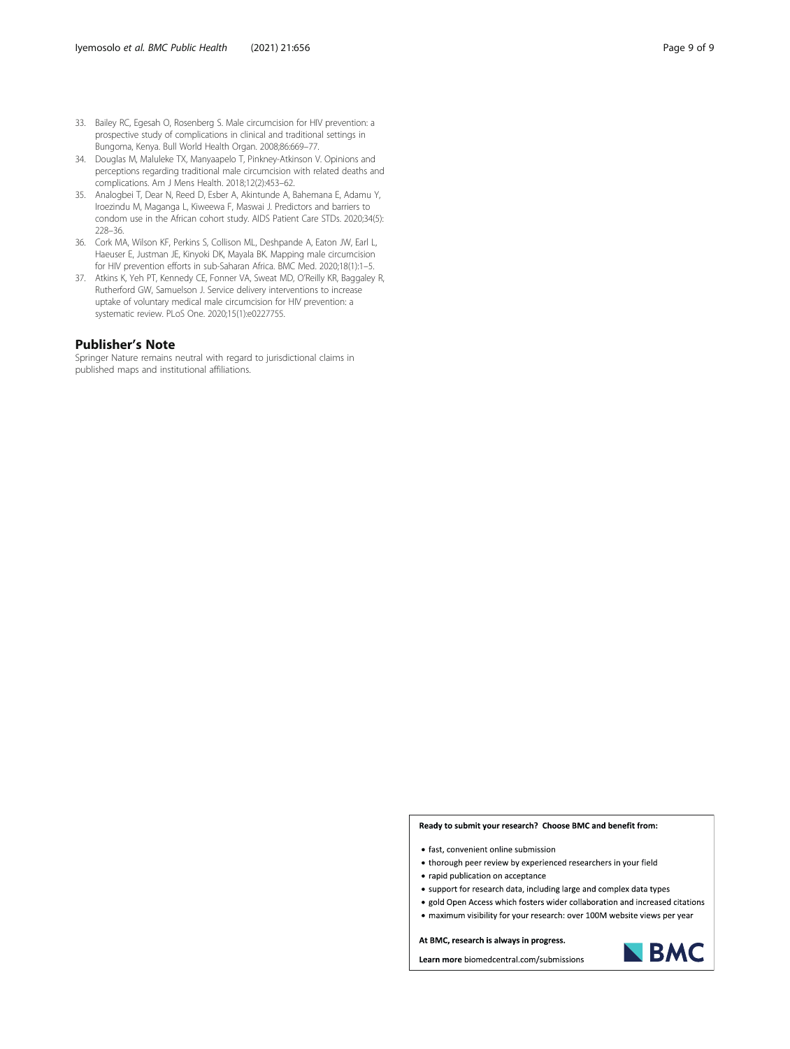33. Bailey RC, Egesah O, Rosenberg S. Male circumcision for HIV prevention: a prospective study of complications in clinical and traditional settings in Bungoma, Kenya. Bull World Health Organ. 2008;86:669–77.
34. Douglas M, Maluleke TX, Manyaapelo T, Pinkney-Atkinson V. Opinions and perceptions regarding traditional male circumcision with related deaths and complications. Am J Mens Health. 2018;12(2):453–62.
35. Analogbei T, Dear N, Reed D, Esber A, Akintunde A, Bahemana E, Adamu Y, Iroezindu M, Maganga L, Kiweewa F, Maswai J. Predictors and barriers to condom use in the African cohort study. AIDS Patient Care STDs. 2020;34(5): 228–36.
36. Cork MA, Wilson KF, Perkins S, Collison ML, Deshpande A, Eaton JW, Earl L, Haeuser E, Justman JE, Kinyoki DK, Mayala BK. Mapping male circumcision for HIV prevention efforts in sub-Saharan Africa. BMC Med. 2020;18(1):1–5.
37. Atkins K, Yeh PT, Kennedy CE, Fonner VA, Sweat MD, O'Reilly KR, Baggaley R, Rutherford GW, Samuelson J. Service delivery interventions to increase uptake of voluntary medical male circumcision for HIV prevention: a systematic review. PLoS One. 2020;15(1):e0227755.

## Publisher's Note

Springer Nature remains neutral with regard to jurisdictional claims in published maps and institutional affiliations.

**Ready to submit your research? Choose BMC and benefit from:**

- fast, convenient online submission
- thorough peer review by experienced researchers in your field
- rapid publication on acceptance
- support for research data, including large and complex data types
- gold Open Access which fosters wider collaboration and increased citations
- maximum visibility for your research: over 100M website views per year

**At BMC, research is always in progress.**

**Learn more** biomedcentral.com/submissions

BMC